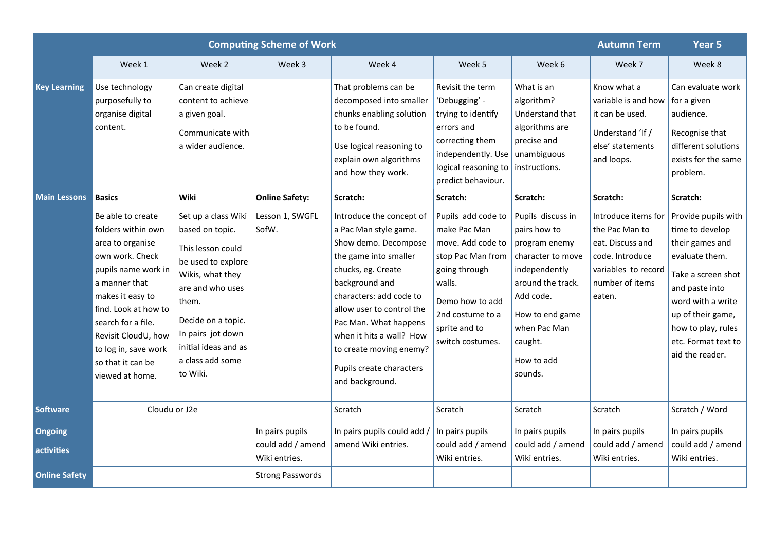| | Computing Scheme of Work | | | | | | Autumn Term | Year 5 |
|---|---|---|---|---|---|---|---|---|
| | Week 1 | Week 2 | Week 3 | Week 4 | Week 5 | Week 6 | Week 7 | Week 8 |
| **Key Learning** | Use technology purposefully to organise digital content. | Can create digital content to achieve a given goal. Communicate with a wider audience. | | That problems can be decomposed into smaller chunks enabling solution to be found. Use logical reasoning to explain own algorithms and how they work. | Revisit the term 'Debugging' - trying to identify errors and correcting them independently. Use logical reasoning to predict behaviour. | What is an algorithm? Understand that algorithms are precise and unambiguous instructions. | Know what a variable is and how it can be used. Understand 'If / else' statements and loops. | Can evaluate work for a given audience. Recognise that different solutions exists for the same problem. |
| **Main Lessons** | **Basics** Be able to create folders within own area to organise own work. Check pupils name work in a manner that makes it easy to find. Look at how to search for a file. Revisit CloudU, how to log in, save work so that it can be viewed at home. | **Wiki** Set up a class Wiki based on topic. This lesson could be used to explore Wikis, what they are and who uses them. Decide on a topic. In pairs jot down initial ideas and as a class add some to Wiki. | **Online Safety:** Lesson 1, SWGFL SofW. | **Scratch:** Introduce the concept of a Pac Man style game. Show demo. Decompose the game into smaller chucks, eg. Create background and characters: add code to allow user to control the Pac Man. What happens when it hits a wall? How to create moving enemy? Pupils create characters and background. | **Scratch:** Pupils add code to make Pac Man move. Add code to stop Pac Man from going through walls. Demo how to add 2nd costume to a sprite and to switch costumes. | **Scratch:** Pupils discuss in pairs how to program enemy character to move independently around the track. Add code. How to end game when Pac Man caught. How to add sounds. | **Scratch:** Introduce items for the Pac Man to eat. Discuss and code. Introduce variables to record number of items eaten. | **Scratch:** Provide pupils with time to develop their games and evaluate them. Take a screen shot and paste into word with a write up of their game, how to play, rules etc. Format text to aid the reader. |
| **Software** | Cloudu or J2e | | | Scratch | Scratch | Scratch | Scratch | Scratch / Word |
| **Ongoing activities** | | | In pairs pupils could add / amend Wiki entries. | In pairs pupils could add / amend Wiki entries. | In pairs pupils could add / amend Wiki entries. | In pairs pupils could add / amend Wiki entries. | In pairs pupils could add / amend Wiki entries. | In pairs pupils could add / amend Wiki entries. |
| **Online Safety** | | | Strong Passwords | | | | | |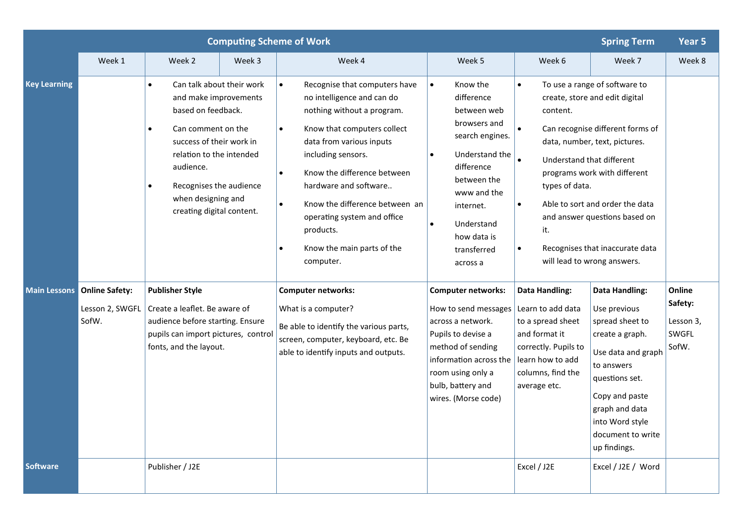| Computing Scheme of Work | | | | | | | Spring Term | Year 5 |
|---|---|---|---|---|---|---|---|---|
| | Week 1 | Week 2 | Week 3 | Week 4 | Week 5 | Week 6 | Week 7 | Week 8 |
| **Key Learning** | | • Can talk about their work and make improvements based on feedback.<br>• Can comment on the success of their work in relation to the intended audience.<br>• Recognises the audience when designing and creating digital content. | | • Recognise that computers have no intelligence and can do nothing without a program.<br>• Know that computers collect data from various inputs including sensors.<br>• Know the difference between hardware and software..<br>• Know the difference between an operating system and office products.<br>• Know the main parts of the computer. | • Know the difference between web browsers and search engines.<br>• Understand the difference between the www and the internet.<br>• Understand how data is transferred across a | • To use a range of software to create, store and edit digital content.<br>• Can recognise different forms of data, number, text, pictures.<br>• Understand that different programs work with different types of data.<br>• Able to sort and order the data and answer questions based on it.<br>• Recognises that inaccurate data will lead to wrong answers. | | |
| **Main Lessons** | **Online Safety:**<br>Lesson 2, SWGFL SofW. | **Publisher Style**<br>Create a leaflet. Be aware of audience before starting. Ensure pupils can import pictures, control fonts, and the layout. | | **Computer networks:**<br>What is a computer?<br>Be able to identify the various parts, screen, computer, keyboard, etc. Be able to identify inputs and outputs. | **Computer networks:**<br>How to send messages across a network. Pupils to devise a method of sending information across the room using only a bulb, battery and wires. (Morse code) | **Data Handling:**<br>Learn to add data to a spread sheet and format it correctly. Pupils to learn how to add columns, find the average etc. | **Data Handling:**<br>Use previous spread sheet to create a graph.<br>Use data and graph to answers questions set.<br>Copy and paste graph and data into Word style document to write up findings. | **Online Safety:**<br>Lesson 3, SWGFL SofW. |
| **Software** | | Publisher / J2E | | | | Excel / J2E | Excel / J2E / Word | |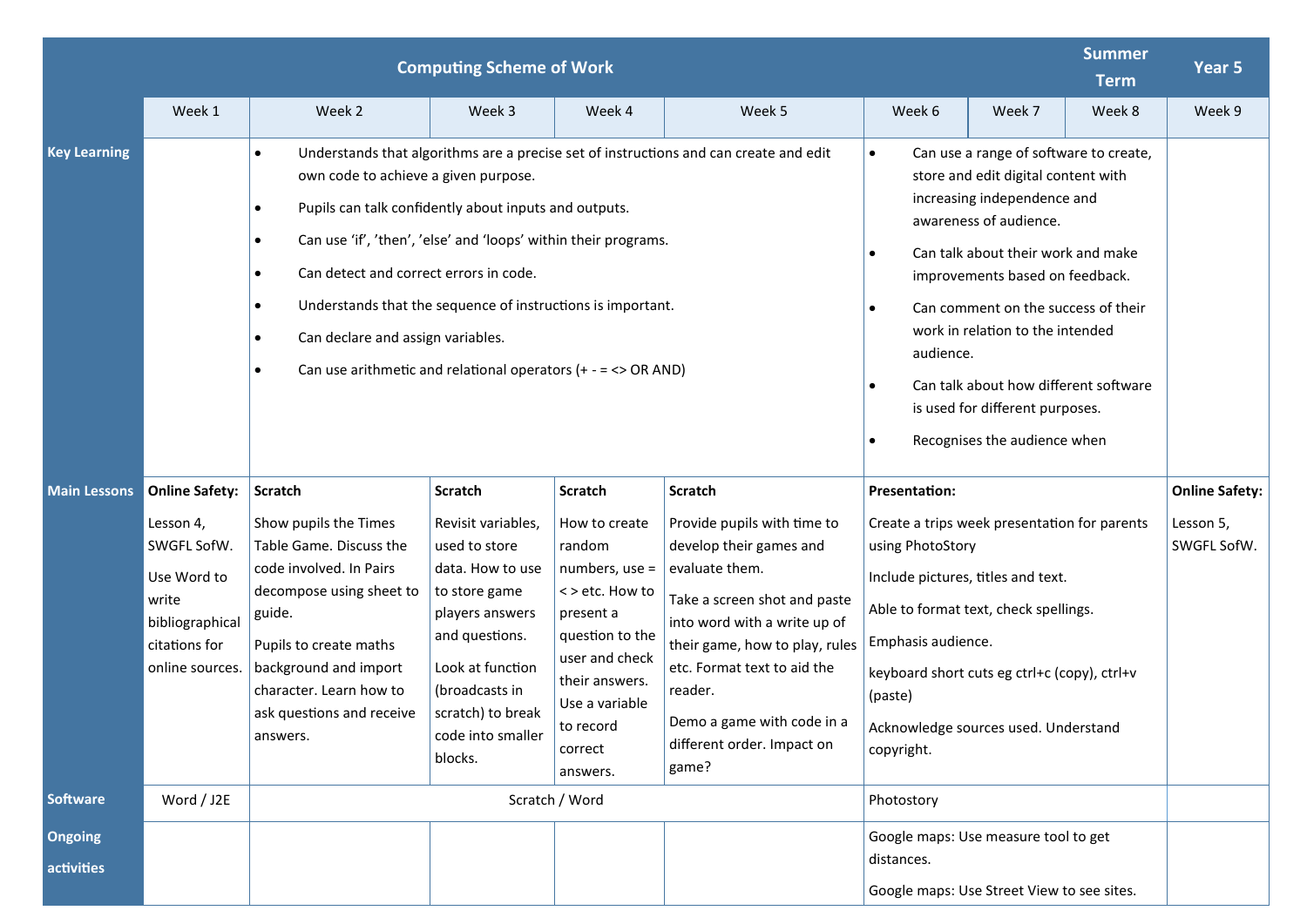| | | | | | | | | | |
|---|---|---|---|---|---|---|---|---|---|
| **Computing Scheme of Work** | | | | | | | | **Summer Term** | **Year 5** |
| | Week 1 | Week 2 | Week 3 | Week 4 | Week 5 | Week 6 | Week 7 | Week 8 | Week 9 |
| **Key Learning** | | • Understands that algorithms are a precise set of instructions and can create and edit own code to achieve a given purpose.<br>• Pupils can talk confidently about inputs and outputs.<br>• Can use 'if', 'then', 'else' and 'loops' within their programs.<br>• Can detect and correct errors in code.<br>• Understands that the sequence of instructions is important.<br>• Can declare and assign variables.<br>• Can use arithmetic and relational operators (+ - = <> OR AND) | | | | • Can use a range of software to create, store and edit digital content with increasing independence and awareness of audience.<br>• Can talk about their work and make improvements based on feedback.<br>• Can comment on the success of their work in relation to the intended audience.<br>• Can talk about how different software is used for different purposes.<br>• Recognises the audience when | | | |
| **Main Lessons** | **Online Safety:**<br>Lesson 4, SWGFL SofW.<br>Use Word to write bibliographical citations for online sources. | **Scratch**<br>Show pupils the Times Table Game. Discuss the code involved. In Pairs decompose using sheet to guide.<br>Pupils to create maths background and import character. Learn how to ask questions and receive answers. | **Scratch**<br>Revisit variables, used to store data. How to use to store game players answers and questions.<br>Look at function (broadcasts in scratch) to break code into smaller blocks. | **Scratch**<br>How to create random numbers, use = < > etc. How to present a question to the user and check their answers. Use a variable to record correct answers. | **Scratch**<br>Provide pupils with time to develop their games and evaluate them.<br>Take a screen shot and paste into word with a write up of their game, how to play, rules etc. Format text to aid the reader.<br>Demo a game with code in a different order. Impact on game? | **Presentation:**<br>Create a trips week presentation for parents using PhotoStory<br>Include pictures, titles and text.<br>Able to format text, check spellings.<br>Emphasis audience.<br>keyboard short cuts eg ctrl+c (copy), ctrl+v (paste)<br>Acknowledge sources used. Understand copyright. | | | **Online Safety:**<br>Lesson 5, SWGFL SofW. |
| **Software** | Word / J2E | Scratch / Word | | | | Photostory | | | |
| **Ongoing activities** | | | | | | Google maps: Use measure tool to get distances.<br>Google maps: Use Street View to see sites. | | | |